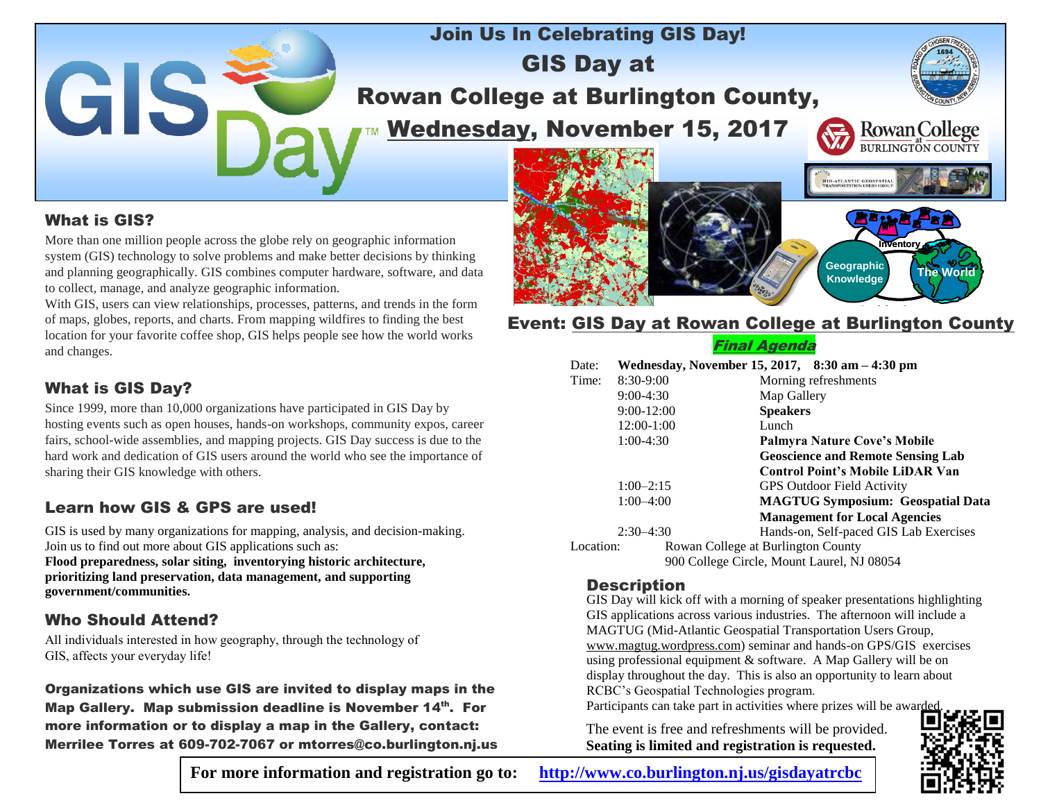# Join Us In Celebrating GIS Day!

# GIS Day at Rowan College at Burlington County, Wednesday, November 15, 2017

## What is GIS?

More than one million people across the globe rely on geographic information system (GIS) technology to solve problems and make better decisions by thinking and planning geographically. GIS combines computer hardware, software, and data to collect, manage, and analyze geographic information.

With GIS, users can view relationships, processes, patterns, and trends in the form of maps, globes, reports, and charts. From mapping wildfires to finding the best location for your favorite coffee shop, GIS helps people see how the world works and changes.

## What is GIS Day?

Since 1999, more than 10,000 organizations have participated in GIS Day by hosting events such as open houses, hands-on workshops, community expos, career fairs, school-wide assemblies, and mapping projects. GIS Day success is due to the hard work and dedication of GIS users around the world who see the importance of sharing their GIS knowledge with others.

## Learn how GIS & GPS are used!

GIS is used by many organizations for mapping, analysis, and decision-making. Join us to find out more about GIS applications such as:

**Flood preparedness, solar siting, inventorying historic architecture, prioritizing land preservation, data management, and supporting government/communities.**

## Who Should Attend?

All individuals interested in how geography, through the technology of GIS, affects your everyday life!

**Organizations which use GIS are invited to display maps in the Map Gallery. Map submission deadline is November 14th. For more information or to display a map in the Gallery, contact: Merrilee Torres at 609-702-7067 or mtorres@co.burlington.nj.us**

## Event: GIS Day at Rowan College at Burlington County

***Final Agenda***

Date: **Wednesday, November 15, 2017, 8:30 am – 4:30 pm**

| Time | |
|---|---|
| 8:30-9:00 | Morning refreshments |
| 9:00-4:30 | Map Gallery |
| 9:00-12:00 | **Speakers** |
| 12:00-1:00 | Lunch |
| 1:00-4:30 | **Palmyra Nature Cove's Mobile Geoscience and Remote Sensing Lab**<br>**Control Point's Mobile LiDAR Van** |
| 1:00–2:15 | GPS Outdoor Field Activity |
| 1:00–4:00 | **MAGTUG Symposium: Geospatial Data Management for Local Agencies** |
| 2:30–4:30 | Hands-on, Self-paced GIS Lab Exercises |

Location: Rowan College at Burlington County
900 College Circle, Mount Laurel, NJ 08054

## Description

GIS Day will kick off with a morning of speaker presentations highlighting GIS applications across various industries. The afternoon will include a MAGTUG (Mid-Atlantic Geospatial Transportation Users Group, www.magtug.wordpress.com) seminar and hands-on GPS/GIS exercises using professional equipment & software. A Map Gallery will be on display throughout the day. This is also an opportunity to learn about RCBC's Geospatial Technologies program.

Participants can take part in activities where prizes will be awarded.

The event is free and refreshments will be provided.
**Seating is limited and registration is requested.**

**For more information and registration go to: http://www.co.burlington.nj.us/gisdayatrcbc**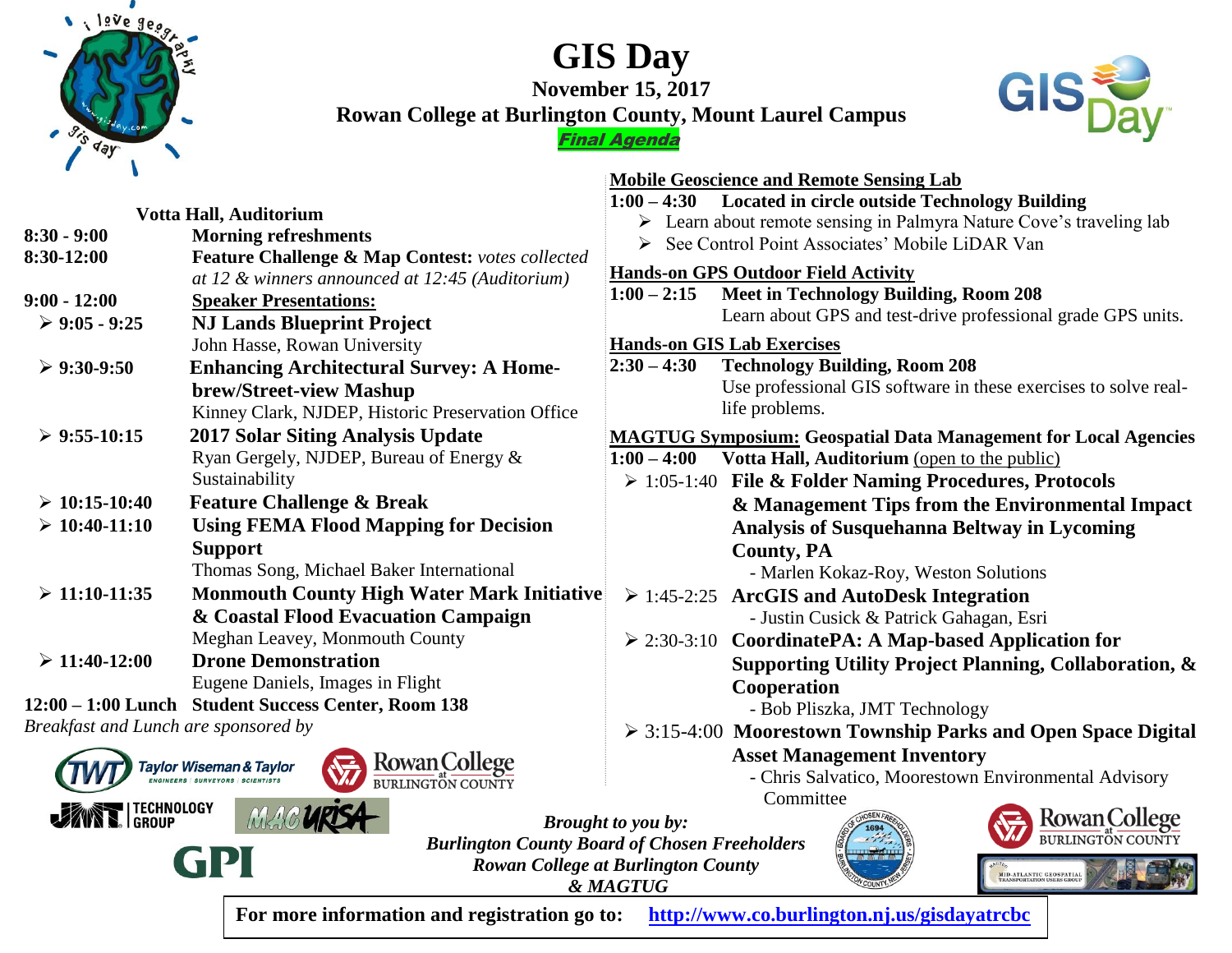# GIS Day

**November 15, 2017**

**Rowan College at Burlington County, Mount Laurel Campus**

***Final Agenda***

### Votta Hall, Auditorium

**8:30 - 9:00** **Morning refreshments**

**8:30-12:00** **Feature Challenge & Map Contest:** *votes collected at 12 & winners announced at 12:45 (Auditorium)*

**9:00 - 12:00** **Speaker Presentations:**

- **9:05 - 9:25** **NJ Lands Blueprint Project**
  John Hasse, Rowan University
- **9:30-9:50** **Enhancing Architectural Survey: A Home-brew/Street-view Mashup**
  Kinney Clark, NJDEP, Historic Preservation Office
- **9:55-10:15** **2017 Solar Siting Analysis Update**
  Ryan Gergely, NJDEP, Bureau of Energy & Sustainability
- **10:15-10:40** **Feature Challenge & Break**
- **10:40-11:10** **Using FEMA Flood Mapping for Decision Support**
  Thomas Song, Michael Baker International
- **11:10-11:35** **Monmouth County High Water Mark Initiative & Coastal Flood Evacuation Campaign**
  Meghan Leavey, Monmouth County
- **11:40-12:00** **Drone Demonstration**
  Eugene Daniels, Images in Flight

**12:00 – 1:00 Lunch** **Student Success Center, Room 138**

*Breakfast and Lunch are sponsored by*

Taylor Wiseman & Taylor — Rowan College at Burlington County — JMT Technology Group — MAC URISA — GPI

### Mobile Geoscience and Remote Sensing Lab

**1:00 – 4:30** **Located in circle outside Technology Building**

- Learn about remote sensing in Palmyra Nature Cove's traveling lab
- See Control Point Associates' Mobile LiDAR Van

### Hands-on GPS Outdoor Field Activity

**1:00 – 2:15** **Meet in Technology Building, Room 208**
Learn about GPS and test-drive professional grade GPS units.

### Hands-on GIS Lab Exercises

**2:30 – 4:30** **Technology Building, Room 208**
Use professional GIS software in these exercises to solve real-life problems.

### MAGTUG Symposium: Geospatial Data Management for Local Agencies

**1:00 – 4:00** **Votta Hall, Auditorium** (open to the public)

- 1:05-1:40 **File & Folder Naming Procedures, Protocols & Management Tips from the Environmental Impact Analysis of Susquehanna Beltway in Lycoming County, PA**
  - Marlen Kokaz-Roy, Weston Solutions
- 1:45-2:25 **ArcGIS and AutoDesk Integration**
  - Justin Cusick & Patrick Gahagan, Esri
- 2:30-3:10 **CoordinatePA: A Map-based Application for Supporting Utility Project Planning, Collaboration, & Cooperation**
  - Bob Pliszka, JMT Technology
- 3:15-4:00 **Moorestown Township Parks and Open Space Digital Asset Management Inventory**
  - Chris Salvatico, Moorestown Environmental Advisory Committee

***Brought to you by:***
***Burlington County Board of Chosen Freeholders***
***Rowan College at Burlington County***
***& MAGTUG***

**For more information and registration go to:** **http://www.co.burlington.nj.us/gisdayatrcbc**